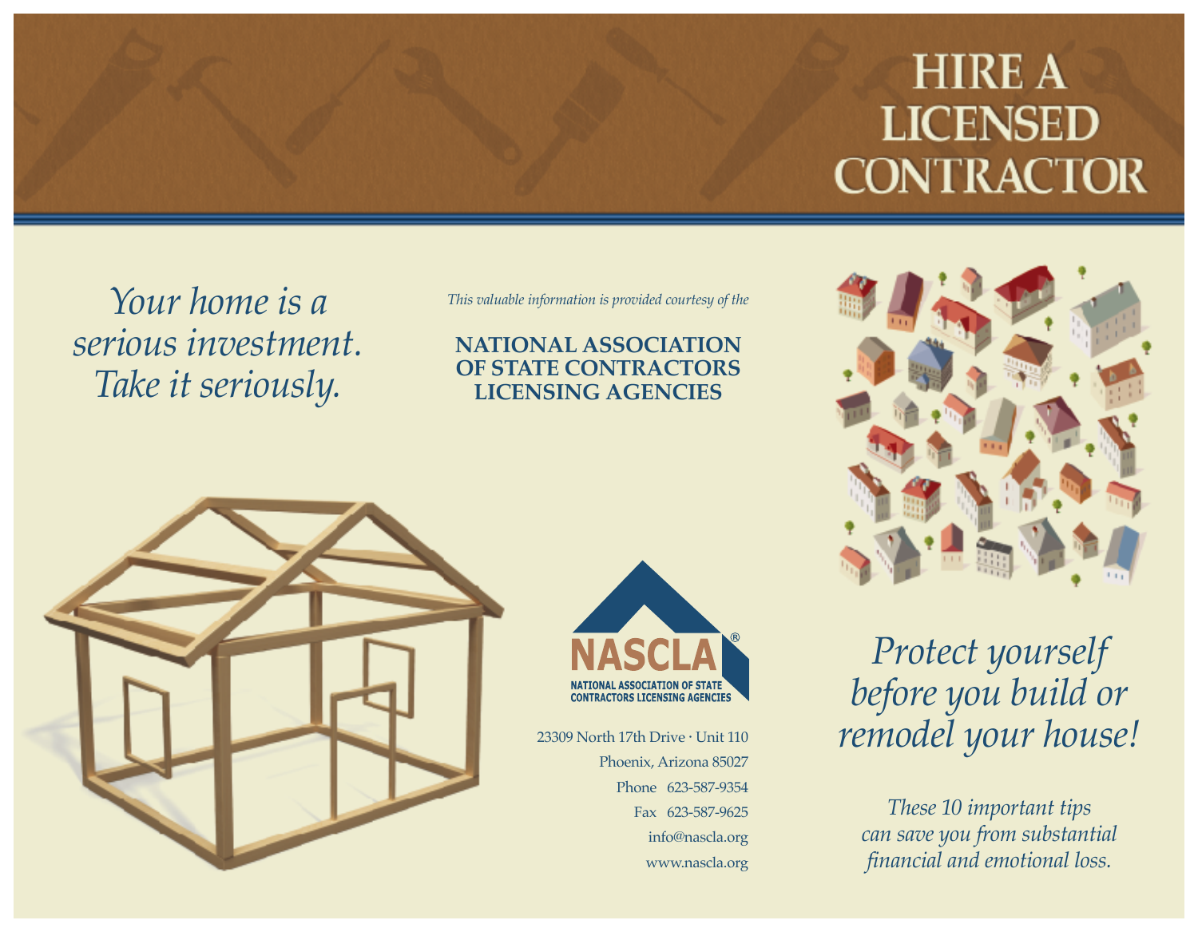# HIRE A LICENSED CONTRACTOR

*Your home is a serious investment. Take it seriously.*

*This valuable information is provided courtesy of the*

**NATIONAL ASSOCIATION OF STATE CONTRACTORS LICENSING AGENCIES**

NASCLA®
NATIONAL ASSOCIATION OF STATE CONTRACTORS LICENSING AGENCIES

23309 North 17th Drive · Unit 110
Phoenix, Arizona 85027
Phone 623-587-9354
Fax 623-587-9625
info@nascla.org
www.nascla.org

## *Protect yourself before you build or remodel your house!*

*These 10 important tips can save you from substantial financial and emotional loss.*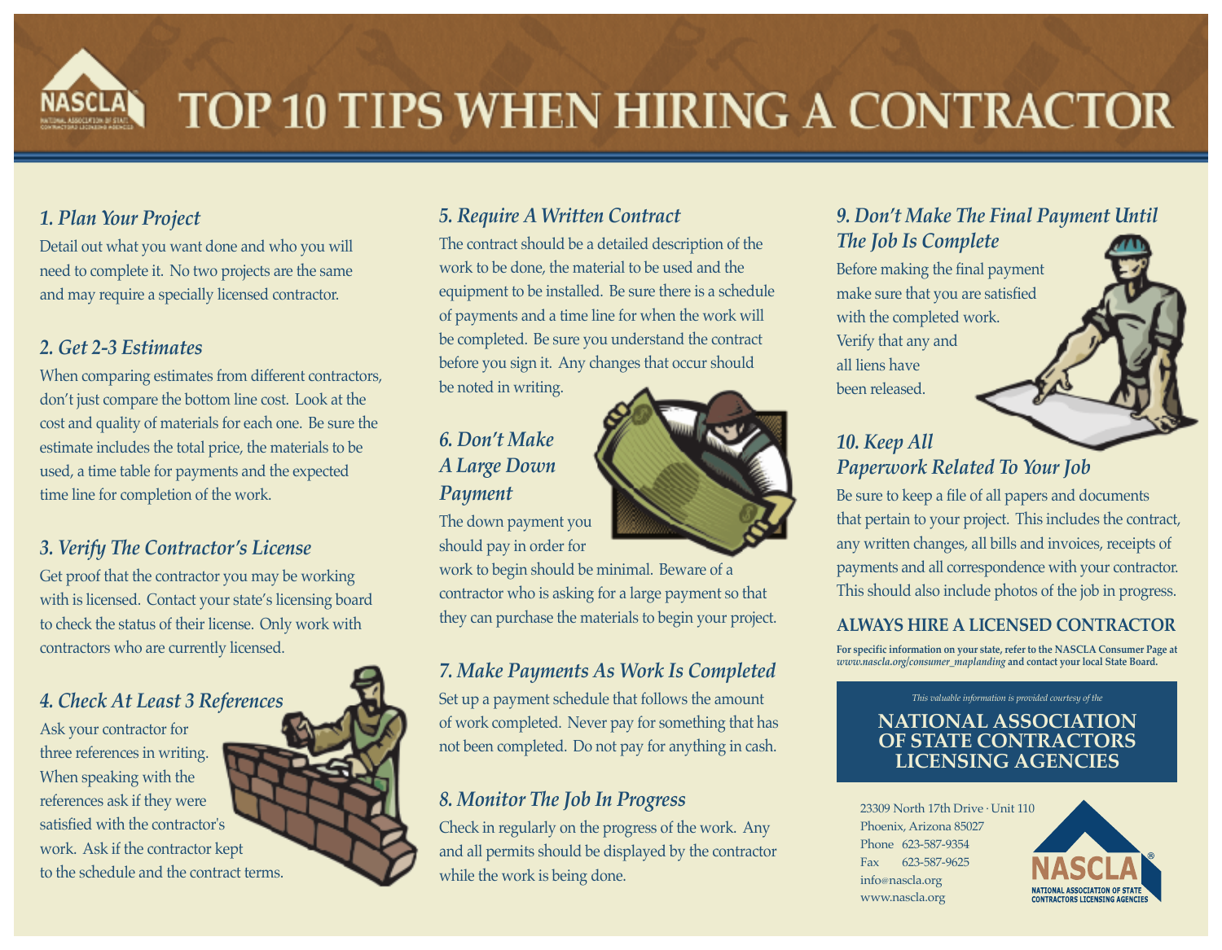# TOP 10 TIPS WHEN HIRING A CONTRACTOR

### *1. Plan Your Project*

Detail out what you want done and who you will need to complete it. No two projects are the same and may require a specially licensed contractor.

### *2. Get 2-3 Estimates*

When comparing estimates from different contractors, don't just compare the bottom line cost. Look at the cost and quality of materials for each one. Be sure the estimate includes the total price, the materials to be used, a time table for payments and the expected time line for completion of the work.

### *3. Verify The Contractor's License*

Get proof that the contractor you may be working with is licensed. Contact your state's licensing board to check the status of their license. Only work with contractors who are currently licensed.

### *4. Check At Least 3 References*

Ask your contractor for three references in writing. When speaking with the references ask if they were satisfied with the contractor's work. Ask if the contractor kept to the schedule and the contract terms.

### *5. Require A Written Contract*

The contract should be a detailed description of the work to be done, the material to be used and the equipment to be installed. Be sure there is a schedule of payments and a time line for when the work will be completed. Be sure you understand the contract before you sign it. Any changes that occur should be noted in writing.

### *6. Don't Make A Large Down Payment*

The down payment you should pay in order for work to begin should be minimal. Beware of a contractor who is asking for a large payment so that they can purchase the materials to begin your project.

### *7. Make Payments As Work Is Completed*

Set up a payment schedule that follows the amount of work completed. Never pay for something that has not been completed. Do not pay for anything in cash.

### *8. Monitor The Job In Progress*

Check in regularly on the progress of the work. Any and all permits should be displayed by the contractor while the work is being done.

### *9. Don't Make The Final Payment Until The Job Is Complete*

Before making the final payment make sure that you are satisfied with the completed work. Verify that any and all liens have been released.

### *10. Keep All Paperwork Related To Your Job*

Be sure to keep a file of all papers and documents that pertain to your project. This includes the contract, any written changes, all bills and invoices, receipts of payments and all correspondence with your contractor. This should also include photos of the job in progress.

**ALWAYS HIRE A LICENSED CONTRACTOR**

**For specific information on your state, refer to the NASCLA Consumer Page at *www.nascla.org/consumer_maplanding* and contact your local State Board.**

*This valuable information is provided courtesy of the*

**NATIONAL ASSOCIATION OF STATE CONTRACTORS LICENSING AGENCIES**

23309 North 17th Drive · Unit 110
Phoenix, Arizona 85027
Phone 623-587-9354
Fax 623-587-9625
info@nascla.org
www.nascla.org

NASCLA®
NATIONAL ASSOCIATION OF STATE CONTRACTORS LICENSING AGENCIES